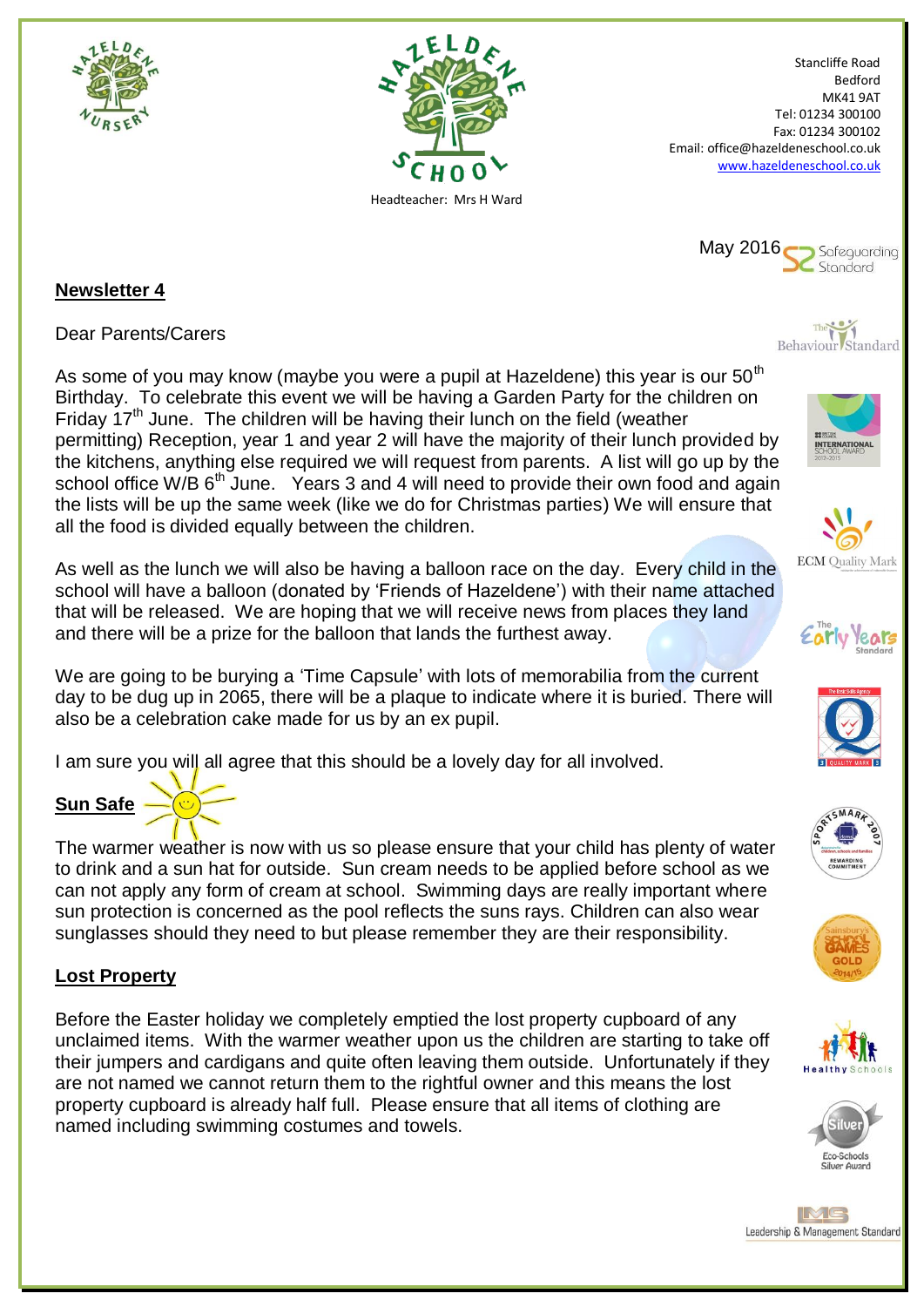Stancliffe Road
Bedford
MK41 9AT
Tel: 01234 300100
Fax: 01234 300102
Email: office@hazeldeneschool.co.uk
www.hazeldeneschool.co.uk

Headteacher: Mrs H Ward

May 2016

## Newsletter 4

Dear Parents/Carers

As some of you may know (maybe you were a pupil at Hazeldene) this year is our 50th Birthday. To celebrate this event we will be having a Garden Party for the children on Friday 17th June. The children will be having their lunch on the field (weather permitting) Reception, year 1 and year 2 will have the majority of their lunch provided by the kitchens, anything else required we will request from parents. A list will go up by the school office W/B 6th June. Years 3 and 4 will need to provide their own food and again the lists will be up the same week (like we do for Christmas parties) We will ensure that all the food is divided equally between the children.

As well as the lunch we will also be having a balloon race on the day. Every child in the school will have a balloon (donated by 'Friends of Hazeldene') with their name attached that will be released. We are hoping that we will receive news from places they land and there will be a prize for the balloon that lands the furthest away.

We are going to be burying a 'Time Capsule' with lots of memorabilia from the current day to be dug up in 2065, there will be a plaque to indicate where it is buried. There will also be a celebration cake made for us by an ex pupil.

I am sure you will all agree that this should be a lovely day for all involved.

## Sun Safe

The warmer weather is now with us so please ensure that your child has plenty of water to drink and a sun hat for outside. Sun cream needs to be applied before school as we can not apply any form of cream at school. Swimming days are really important where sun protection is concerned as the pool reflects the suns rays. Children can also wear sunglasses should they need to but please remember they are their responsibility.

## Lost Property

Before the Easter holiday we completely emptied the lost property cupboard of any unclaimed items. With the warmer weather upon us the children are starting to take off their jumpers and cardigans and quite often leaving them outside. Unfortunately if they are not named we cannot return them to the rightful owner and this means the lost property cupboard is already half full. Please ensure that all items of clothing are named including swimming costumes and towels.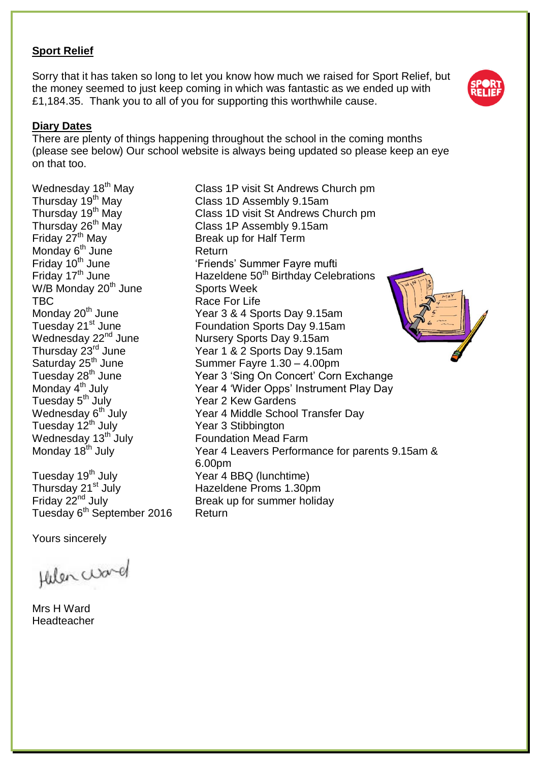## Sport Relief

Sorry that it has taken so long to let you know how much we raised for Sport Relief, but the money seemed to just keep coming in which was fantastic as we ended up with £1,184.35. Thank you to all of you for supporting this worthwhile cause.

## Diary Dates

There are plenty of things happening throughout the school in the coming months (please see below) Our school website is always being updated so please keep an eye on that too.

| | |
|---|---|
| Wednesday 18th May | Class 1P visit St Andrews Church pm |
| Thursday 19th May | Class 1D Assembly 9.15am |
| Thursday 19th May | Class 1D visit St Andrews Church pm |
| Thursday 26th May | Class 1P Assembly 9.15am |
| Friday 27th May | Break up for Half Term |
| Monday 6th June | Return |
| Friday 10th June | 'Friends' Summer Fayre mufti |
| Friday 17th June | Hazeldene 50th Birthday Celebrations |
| W/B Monday 20th June | Sports Week |
| TBC | Race For Life |
| Monday 20th June | Year 3 & 4 Sports Day 9.15am |
| Tuesday 21st June | Foundation Sports Day 9.15am |
| Wednesday 22nd June | Nursery Sports Day 9.15am |
| Thursday 23rd June | Year 1 & 2 Sports Day 9.15am |
| Saturday 25th June | Summer Fayre 1.30 – 4.00pm |
| Tuesday 28th June | Year 3 'Sing On Concert' Corn Exchange |
| Monday 4th July | Year 4 'Wider Opps' Instrument Play Day |
| Tuesday 5th July | Year 2 Kew Gardens |
| Wednesday 6th July | Year 4 Middle School Transfer Day |
| Tuesday 12th July | Year 3 Stibbington |
| Wednesday 13th July | Foundation Mead Farm |
| Monday 18th July | Year 4 Leavers Performance for parents 9.15am & 6.00pm |
| Tuesday 19th July | Year 4 BBQ (lunchtime) |
| Thursday 21st July | Hazeldene Proms 1.30pm |
| Friday 22nd July | Break up for summer holiday |
| Tuesday 6th September 2016 | Return |

Yours sincerely

Helen Ward

Mrs H Ward
Headteacher